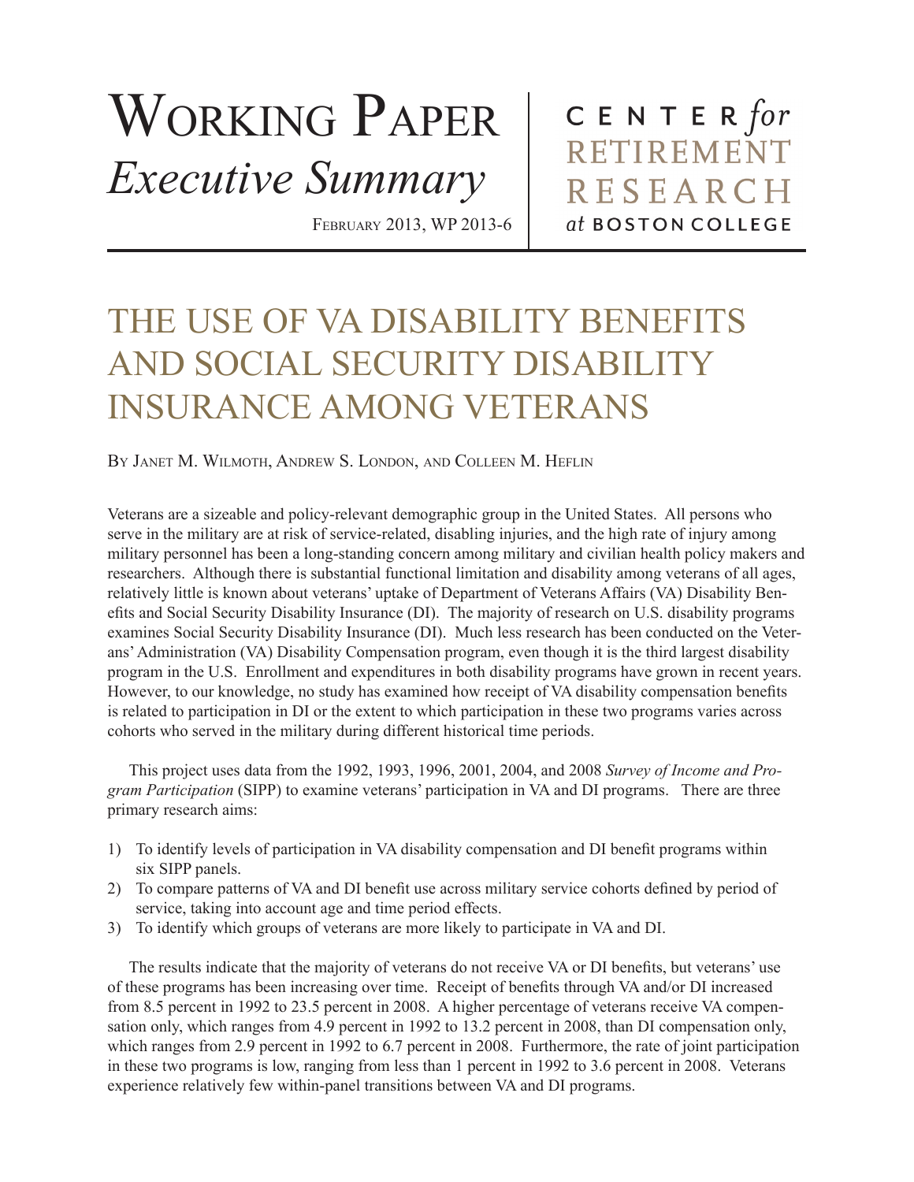# Working Paper *Executive Summary*

February 2013, WP 2013-6

CENTER *for* RETIREMENT RESEARCH *at* BOSTON COLLEGE

# THE USE OF VA DISABILITY BENEFITS AND SOCIAL SECURITY DISABILITY INSURANCE AMONG VETERANS

By Janet M. Wilmoth, Andrew S. London, and Colleen M. Heflin

Veterans are a sizeable and policy-relevant demographic group in the United States. All persons who serve in the military are at risk of service-related, disabling injuries, and the high rate of injury among military personnel has been a long-standing concern among military and civilian health policy makers and researchers. Although there is substantial functional limitation and disability among veterans of all ages, relatively little is known about veterans' uptake of Department of Veterans Affairs (VA) Disability Benefits and Social Security Disability Insurance (DI). The majority of research on U.S. disability programs examines Social Security Disability Insurance (DI). Much less research has been conducted on the Veterans' Administration (VA) Disability Compensation program, even though it is the third largest disability program in the U.S. Enrollment and expenditures in both disability programs have grown in recent years. However, to our knowledge, no study has examined how receipt of VA disability compensation benefits is related to participation in DI or the extent to which participation in these two programs varies across cohorts who served in the military during different historical time periods.

This project uses data from the 1992, 1993, 1996, 2001, 2004, and 2008 *Survey of Income and Program Participation* (SIPP) to examine veterans' participation in VA and DI programs. There are three primary research aims:

1) To identify levels of participation in VA disability compensation and DI benefit programs within six SIPP panels.
2) To compare patterns of VA and DI benefit use across military service cohorts defined by period of service, taking into account age and time period effects.
3) To identify which groups of veterans are more likely to participate in VA and DI.

The results indicate that the majority of veterans do not receive VA or DI benefits, but veterans' use of these programs has been increasing over time. Receipt of benefits through VA and/or DI increased from 8.5 percent in 1992 to 23.5 percent in 2008. A higher percentage of veterans receive VA compensation only, which ranges from 4.9 percent in 1992 to 13.2 percent in 2008, than DI compensation only, which ranges from 2.9 percent in 1992 to 6.7 percent in 2008. Furthermore, the rate of joint participation in these two programs is low, ranging from less than 1 percent in 1992 to 3.6 percent in 2008. Veterans experience relatively few within-panel transitions between VA and DI programs.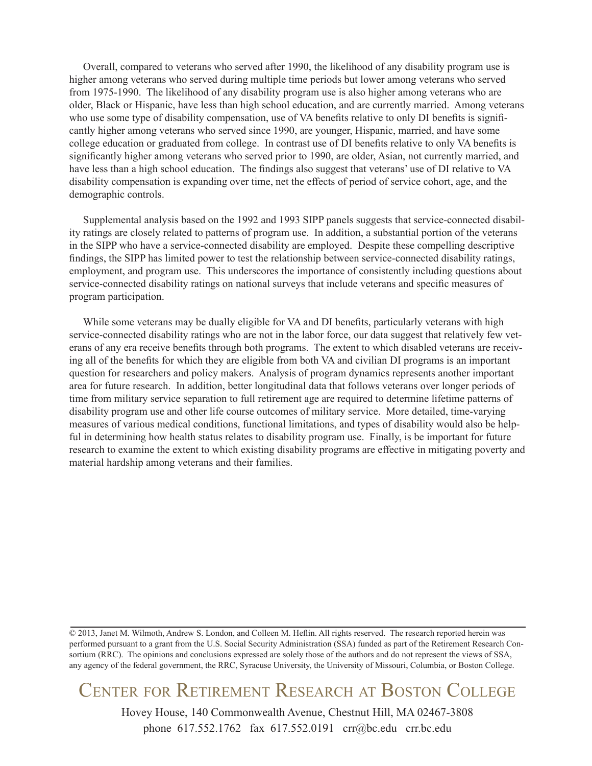Overall, compared to veterans who served after 1990, the likelihood of any disability program use is higher among veterans who served during multiple time periods but lower among veterans who served from 1975-1990. The likelihood of any disability program use is also higher among veterans who are older, Black or Hispanic, have less than high school education, and are currently married. Among veterans who use some type of disability compensation, use of VA benefits relative to only DI benefits is significantly higher among veterans who served since 1990, are younger, Hispanic, married, and have some college education or graduated from college. In contrast use of DI benefits relative to only VA benefits is significantly higher among veterans who served prior to 1990, are older, Asian, not currently married, and have less than a high school education. The findings also suggest that veterans' use of DI relative to VA disability compensation is expanding over time, net the effects of period of service cohort, age, and the demographic controls.

Supplemental analysis based on the 1992 and 1993 SIPP panels suggests that service-connected disability ratings are closely related to patterns of program use. In addition, a substantial portion of the veterans in the SIPP who have a service-connected disability are employed. Despite these compelling descriptive findings, the SIPP has limited power to test the relationship between service-connected disability ratings, employment, and program use. This underscores the importance of consistently including questions about service-connected disability ratings on national surveys that include veterans and specific measures of program participation.

While some veterans may be dually eligible for VA and DI benefits, particularly veterans with high service-connected disability ratings who are not in the labor force, our data suggest that relatively few veterans of any era receive benefits through both programs. The extent to which disabled veterans are receiving all of the benefits for which they are eligible from both VA and civilian DI programs is an important question for researchers and policy makers. Analysis of program dynamics represents another important area for future research. In addition, better longitudinal data that follows veterans over longer periods of time from military service separation to full retirement age are required to determine lifetime patterns of disability program use and other life course outcomes of military service. More detailed, time-varying measures of various medical conditions, functional limitations, and types of disability would also be helpful in determining how health status relates to disability program use. Finally, is be important for future research to examine the extent to which existing disability programs are effective in mitigating poverty and material hardship among veterans and their families.

© 2013, Janet M. Wilmoth, Andrew S. London, and Colleen M. Heflin. All rights reserved. The research reported herein was performed pursuant to a grant from the U.S. Social Security Administration (SSA) funded as part of the Retirement Research Consortium (RRC). The opinions and conclusions expressed are solely those of the authors and do not represent the views of SSA, any agency of the federal government, the RRC, Syracuse University, the University of Missouri, Columbia, or Boston College.

Center for Retirement Research at Boston College

Hovey House, 140 Commonwealth Avenue, Chestnut Hill, MA 02467-3808
phone 617.552.1762 fax 617.552.0191 crr@bc.edu crr.bc.edu